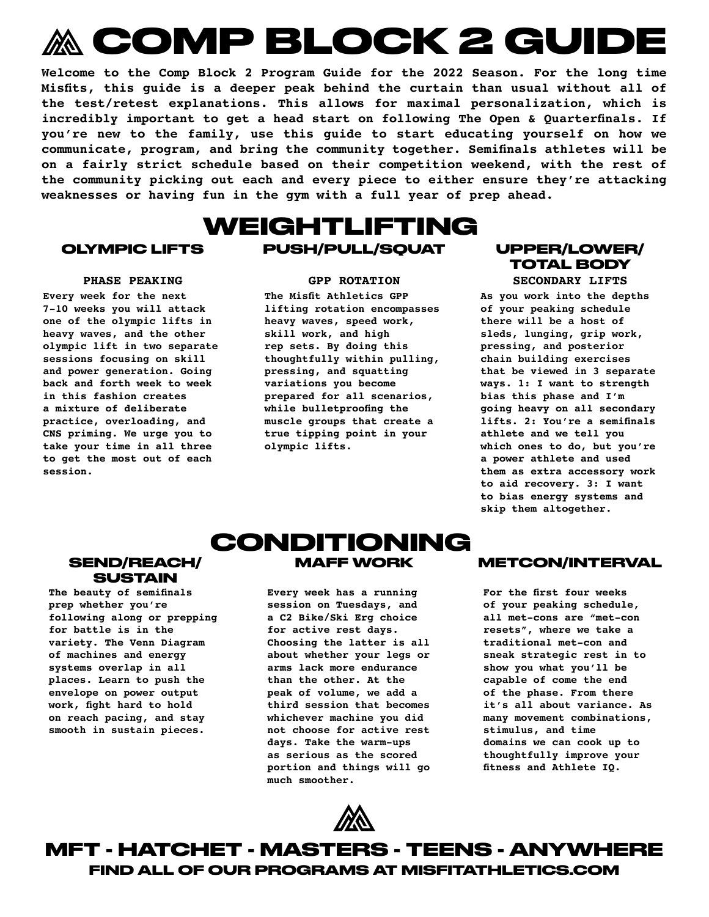# COMP BLOCK 2 GUIDE

**Welcome to the Comp Block 2 Program Guide for the 2022 Season. For the long time Misfits, this guide is a deeper peak behind the curtain than usual without all of the test/retest explanations. This allows for maximal personalization, which is incredibly important to get a head start on following The Open & Quarterfinals. If you're new to the family, use this guide to start educating yourself on how we communicate, program, and bring the community together. Semifinals athletes will be on a fairly strict schedule based on their competition weekend, with the rest of the community picking out each and every piece to either ensure they're attacking weaknesses or having fun in the gym with a full year of prep ahead.**

## WEIGHTLIFTING

### OLYMPIC LIFTS

#### PHASE PEAKING

**Every week for the next 7-10 weeks you will attack one of the olympic lifts in heavy waves, and the other olympic lift in two separate sessions focusing on skill and power generation. Going back and forth week to week in this fashion creates a mixture of deliberate practice, overloading, and CNS priming. We urge you to take your time in all three to get the most out of each session.**

### PUSH/PULL/SQUAT

#### GPP ROTATION

**The Misfit Athletics GPP lifting rotation encompasses heavy waves, speed work, skill work, and high rep sets. By doing this thoughtfully within pulling, pressing, and squatting variations you become prepared for all scenarios, while bulletproofing the muscle groups that create a true tipping point in your olympic lifts.**

### UPPER/LOWER/ TOTAL BODY

#### SECONDARY LIFTS

**As you work into the depths of your peaking schedule there will be a host of sleds, lunging, grip work, pressing, and posterior chain building exercises that be viewed in 3 separate ways. 1: I want to strength bias this phase and I'm going heavy on all secondary lifts. 2: You're a semifinals athlete and we tell you which ones to do, but you're a power athlete and used them as extra accessory work to aid recovery. 3: I want to bias energy systems and skip them altogether.**

## CONDITIONING

### SEND/REACH/ SUSTAIN

**The beauty of semifinals prep whether you're following along or prepping for battle is in the variety. The Venn Diagram of machines and energy systems overlap in all places. Learn to push the envelope on power output work, fight hard to hold on reach pacing, and stay smooth in sustain pieces.**

### MAFF WORK

**Every week has a running session on Tuesdays, and a C2 Bike/Ski Erg choice for active rest days. Choosing the latter is all about whether your legs or arms lack more endurance than the other. At the peak of volume, we add a third session that becomes whichever machine you did not choose for active rest days. Take the warm-ups as serious as the scored portion and things will go much smoother.**

### METCON/INTERVAL

**For the first four weeks of your peaking schedule, all met-cons are "met-con resets", where we take a traditional met-con and sneak strategic rest in to show you what you'll be capable of come the end of the phase. From there it's all about variance. As many movement combinations, stimulus, and time domains we can cook up to thoughtfully improve your fitness and Athlete IQ.**

## MFT - HATCHET - MASTERS - TEENS - ANYWHERE

### FIND ALL OF OUR PROGRAMS AT MISFITATHLETICS.COM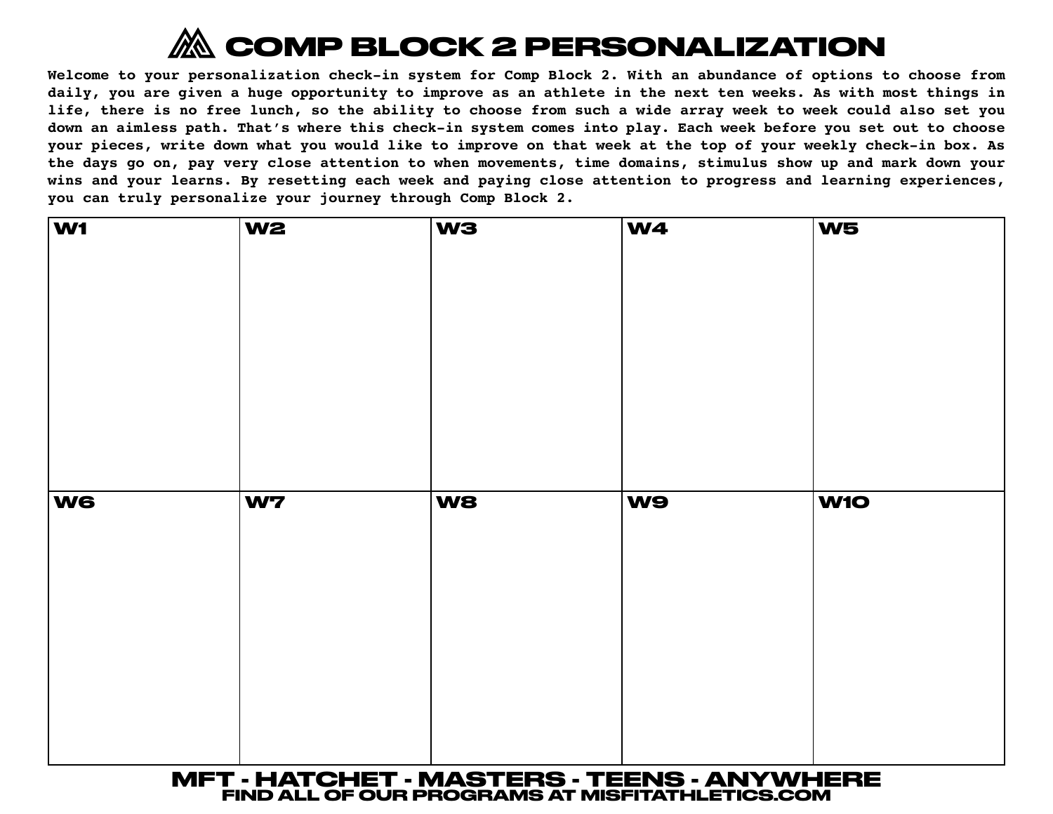# COMP BLOCK 2 PERSONALIZATION

**Welcome to your personalization check-in system for Comp Block 2. With an abundance of options to choose from daily, you are given a huge opportunity to improve as an athlete in the next ten weeks. As with most things in life, there is no free lunch, so the ability to choose from such a wide array week to week could also set you down an aimless path. That's where this check-in system comes into play. Each week before you set out to choose your pieces, write down what you would like to improve on that week at the top of your weekly check-in box. As the days go on, pay very close attention to when movements, time domains, stimulus show up and mark down your wins and your learns. By resetting each week and paying close attention to progress and learning experiences, you can truly personalize your journey through Comp Block 2.**

| W1 | W2 | W3 | W4 | W5 |
| --- | --- | --- | --- | --- |
| | | | | |
| **W6** | **W7** | **W8** | **W9** | **W10** |
| | | | | |

**MFT - HATCHET - MASTERS - TEENS - ANYWHERE**

**FIND ALL OF OUR PROGRAMS AT MISFITATHLETICS.COM**